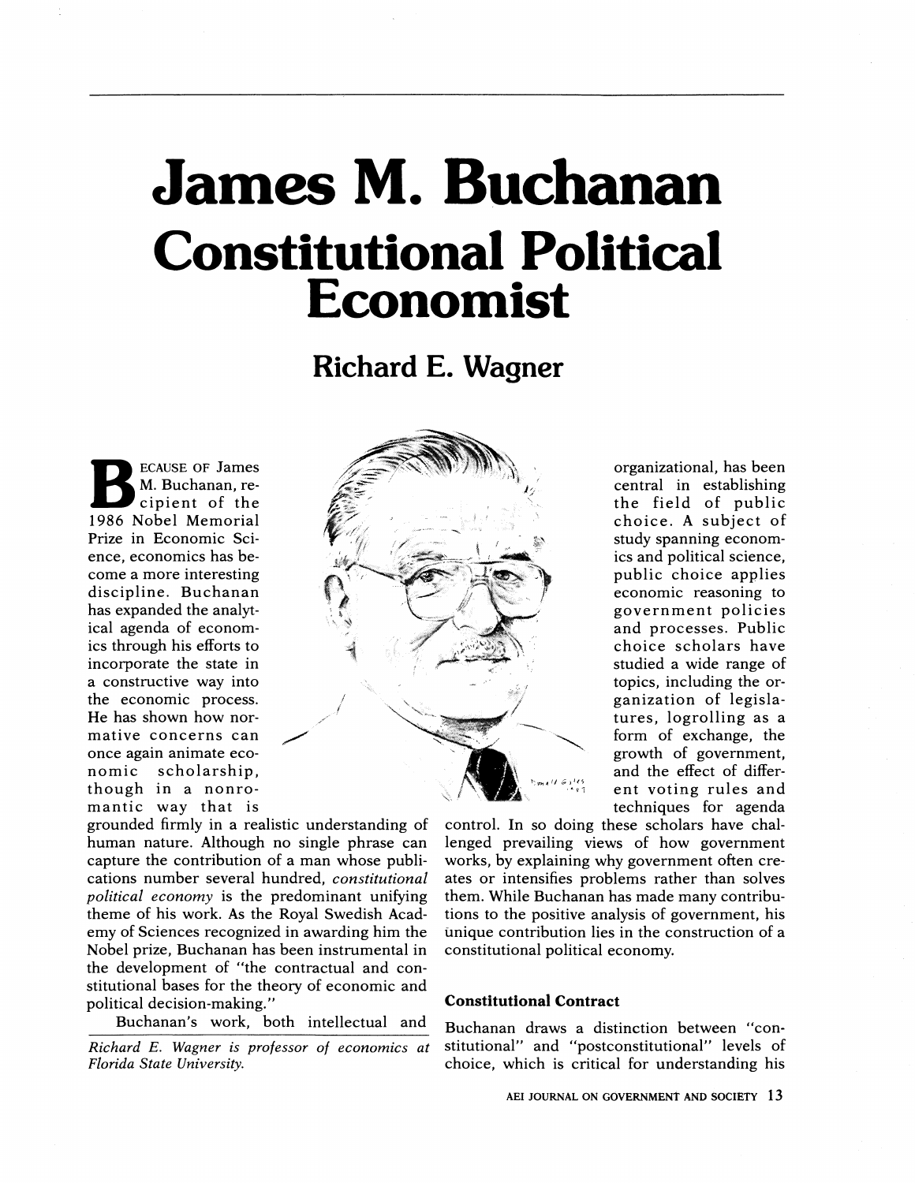# James M. Buchanan Constitutional Political Economist

## Richard E. Wagner

BECAUSE OF James M. Buchanan, recipient of the 1986 Nobel Memorial Prize in Economic Science, economics has become a more interesting discipline. Buchanan has expanded the analytical agenda of economics through his efforts to incorporate the state in a constructive way into the economic process. He has shown how normative concerns can once again animate economic scholarship, though in a nonromantic way that is grounded firmly in a realistic understanding of human nature. Although no single phrase can capture the contribution of a man whose publications number several hundred, *constitutional political economy* is the predominant unifying theme of his work. As the Royal Swedish Academy of Sciences recognized in awarding him the Nobel prize, Buchanan has been instrumental in the development of "the contractual and constitutional bases for the theory of economic and political decision-making."

Buchanan's work, both intellectual and organizational, has been central in establishing the field of public choice. A subject of study spanning economics and political science, public choice applies economic reasoning to government policies and processes. Public choice scholars have studied a wide range of topics, including the organization of legislatures, logrolling as a form of exchange, the growth of government, and the effect of different voting rules and techniques for agenda control. In so doing these scholars have challenged prevailing views of how government works, by explaining why government often creates or intensifies problems rather than solves them. While Buchanan has made many contributions to the positive analysis of government, his unique contribution lies in the construction of a constitutional political economy.

*Richard E. Wagner is professor of economics at Florida State University.*

### Constitutional Contract

Buchanan draws a distinction between "constitutional" and "postconstitutional" levels of choice, which is critical for understanding his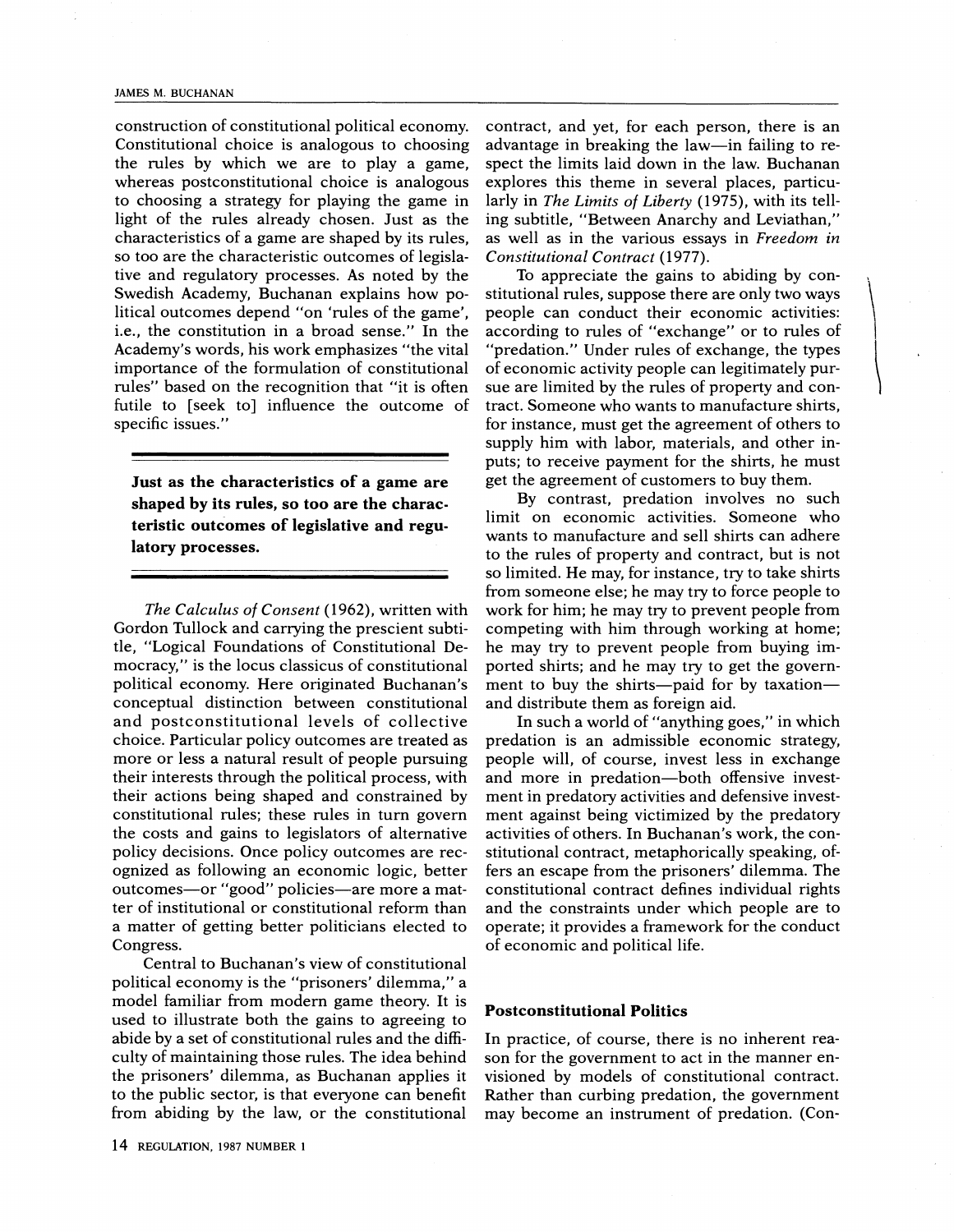construction of constitutional political economy. Constitutional choice is analogous to choosing the rules by which we are to play a game, whereas postconstitutional choice is analogous to choosing a strategy for playing the game in light of the rules already chosen. Just as the characteristics of a game are shaped by its rules, so too are the characteristic outcomes of legislative and regulatory processes. As noted by the Swedish Academy, Buchanan explains how political outcomes depend "on 'rules of the game', i.e., the constitution in a broad sense." In the Academy's words, his work emphasizes "the vital importance of the formulation of constitutional rules" based on the recognition that "it is often futile to [seek to] influence the outcome of specific issues."

**Just as the characteristics of a game are shaped by its rules, so too are the characteristic outcomes of legislative and regulatory processes.**

*The Calculus of Consent* (1962), written with Gordon Tullock and carrying the prescient subtitle, "Logical Foundations of Constitutional Democracy," is the locus classicus of constitutional political economy. Here originated Buchanan's conceptual distinction between constitutional and postconstitutional levels of collective choice. Particular policy outcomes are treated as more or less a natural result of people pursuing their interests through the political process, with their actions being shaped and constrained by constitutional rules; these rules in turn govern the costs and gains to legislators of alternative policy decisions. Once policy outcomes are recognized as following an economic logic, better outcomes—or "good" policies—are more a matter of institutional or constitutional reform than a matter of getting better politicians elected to Congress.

Central to Buchanan's view of constitutional political economy is the "prisoners' dilemma," a model familiar from modern game theory. It is used to illustrate both the gains to agreeing to abide by a set of constitutional rules and the difficulty of maintaining those rules. The idea behind the prisoners' dilemma, as Buchanan applies it to the public sector, is that everyone can benefit from abiding by the law, or the constitutional contract, and yet, for each person, there is an advantage in breaking the law—in failing to respect the limits laid down in the law. Buchanan explores this theme in several places, particularly in *The Limits of Liberty* (1975), with its telling subtitle, "Between Anarchy and Leviathan," as well as in the various essays in *Freedom in Constitutional Contract* (1977).

To appreciate the gains to abiding by constitutional rules, suppose there are only two ways people can conduct their economic activities: according to rules of "exchange" or to rules of "predation." Under rules of exchange, the types of economic activity people can legitimately pursue are limited by the rules of property and contract. Someone who wants to manufacture shirts, for instance, must get the agreement of others to supply him with labor, materials, and other inputs; to receive payment for the shirts, he must get the agreement of customers to buy them.

By contrast, predation involves no such limit on economic activities. Someone who wants to manufacture and sell shirts can adhere to the rules of property and contract, but is not so limited. He may, for instance, try to take shirts from someone else; he may try to force people to work for him; he may try to prevent people from competing with him through working at home; he may try to prevent people from buying imported shirts; and he may try to get the government to buy the shirts—paid for by taxation—and distribute them as foreign aid.

In such a world of "anything goes," in which predation is an admissible economic strategy, people will, of course, invest less in exchange and more in predation—both offensive investment in predatory activities and defensive investment against being victimized by the predatory activities of others. In Buchanan's work, the constitutional contract, metaphorically speaking, offers an escape from the prisoners' dilemma. The constitutional contract defines individual rights and the constraints under which people are to operate; it provides a framework for the conduct of economic and political life.

## Postconstitutional Politics

In practice, of course, there is no inherent reason for the government to act in the manner envisioned by models of constitutional contract. Rather than curbing predation, the government may become an instrument of predation. (Con-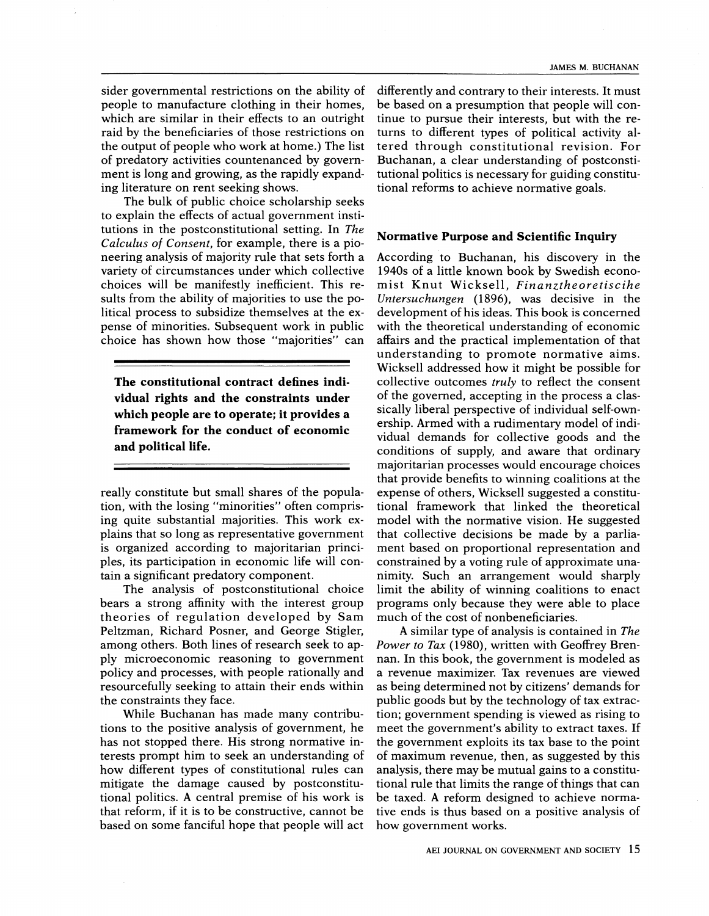sider governmental restrictions on the ability of people to manufacture clothing in their homes, which are similar in their effects to an outright raid by the beneficiaries of those restrictions on the output of people who work at home.) The list of predatory activities countenanced by government is long and growing, as the rapidly expanding literature on rent seeking shows.

The bulk of public choice scholarship seeks to explain the effects of actual government institutions in the postconstitutional setting. In *The Calculus of Consent*, for example, there is a pioneering analysis of majority rule that sets forth a variety of circumstances under which collective choices will be manifestly inefficient. This results from the ability of majorities to use the political process to subsidize themselves at the expense of minorities. Subsequent work in public choice has shown how those "majorities" can really constitute but small shares of the population, with the losing "minorities" often comprising quite substantial majorities. This work explains that so long as representative government is organized according to majoritarian principles, its participation in economic life will contain a significant predatory component.

**The constitutional contract defines individual rights and the constraints under which people are to operate; it provides a framework for the conduct of economic and political life.**

The analysis of postconstitutional choice bears a strong affinity with the interest group theories of regulation developed by Sam Peltzman, Richard Posner, and George Stigler, among others. Both lines of research seek to apply microeconomic reasoning to government policy and processes, with people rationally and resourcefully seeking to attain their ends within the constraints they face.

While Buchanan has made many contributions to the positive analysis of government, he has not stopped there. His strong normative interests prompt him to seek an understanding of how different types of constitutional rules can mitigate the damage caused by postconstitutional politics. A central premise of his work is that reform, if it is to be constructive, cannot be based on some fanciful hope that people will act differently and contrary to their interests. It must be based on a presumption that people will continue to pursue their interests, but with the returns to different types of political activity altered through constitutional revision. For Buchanan, a clear understanding of postconstitutional politics is necessary for guiding constitutional reforms to achieve normative goals.

## Normative Purpose and Scientific Inquiry

According to Buchanan, his discovery in the 1940s of a little known book by Swedish economist Knut Wicksell, *Finanztheoretiscihe Untersuchungen* (1896), was decisive in the development of his ideas. This book is concerned with the theoretical understanding of economic affairs and the practical implementation of that understanding to promote normative aims. Wicksell addressed how it might be possible for collective outcomes *truly* to reflect the consent of the governed, accepting in the process a classically liberal perspective of individual self-ownership. Armed with a rudimentary model of individual demands for collective goods and the conditions of supply, and aware that ordinary majoritarian processes would encourage choices that provide benefits to winning coalitions at the expense of others, Wicksell suggested a constitutional framework that linked the theoretical model with the normative vision. He suggested that collective decisions be made by a parliament based on proportional representation and constrained by a voting rule of approximate unanimity. Such an arrangement would sharply limit the ability of winning coalitions to enact programs only because they were able to place much of the cost of nonbeneficiaries.

A similar type of analysis is contained in *The Power to Tax* (1980), written with Geoffrey Brennan. In this book, the government is modeled as a revenue maximizer. Tax revenues are viewed as being determined not by citizens' demands for public goods but by the technology of tax extraction; government spending is viewed as rising to meet the government's ability to extract taxes. If the government exploits its tax base to the point of maximum revenue, then, as suggested by this analysis, there may be mutual gains to a constitutional rule that limits the range of things that can be taxed. A reform designed to achieve normative ends is thus based on a positive analysis of how government works.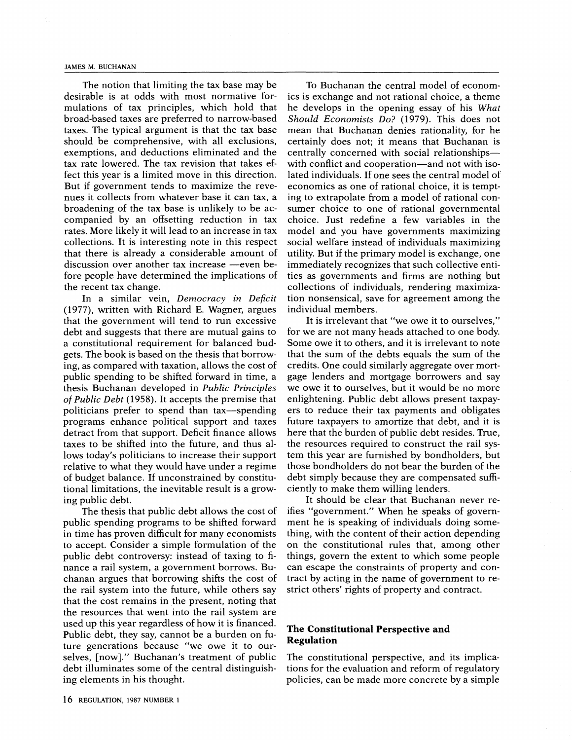The notion that limiting the tax base may be desirable is at odds with most normative formulations of tax principles, which hold that broad-based taxes are preferred to narrow-based taxes. The typical argument is that the tax base should be comprehensive, with all exclusions, exemptions, and deductions eliminated and the tax rate lowered. The tax revision that takes effect this year is a limited move in this direction. But if government tends to maximize the revenues it collects from whatever base it can tax, a broadening of the tax base is unlikely to be accompanied by an offsetting reduction in tax rates. More likely it will lead to an increase in tax collections. It is interesting note in this respect that there is already a considerable amount of discussion over another tax increase —even before people have determined the implications of the recent tax change.

In a similar vein, *Democracy in Deficit* (1977), written with Richard E. Wagner, argues that the government will tend to run excessive debt and suggests that there are mutual gains to a constitutional requirement for balanced budgets. The book is based on the thesis that borrowing, as compared with taxation, allows the cost of public spending to be shifted forward in time, a thesis Buchanan developed in *Public Principles of Public Debt* (1958). It accepts the premise that politicians prefer to spend than tax—spending programs enhance political support and taxes detract from that support. Deficit finance allows taxes to be shifted into the future, and thus allows today's politicians to increase their support relative to what they would have under a regime of budget balance. If unconstrained by constitutional limitations, the inevitable result is a growing public debt.

The thesis that public debt allows the cost of public spending programs to be shifted forward in time has proven difficult for many economists to accept. Consider a simple formulation of the public debt controversy: instead of taxing to finance a rail system, a government borrows. Buchanan argues that borrowing shifts the cost of the rail system into the future, while others say that the cost remains in the present, noting that the resources that went into the rail system are used up this year regardless of how it is financed. Public debt, they say, cannot be a burden on future generations because "we owe it to ourselves, [now]." Buchanan's treatment of public debt illuminates some of the central distinguishing elements in his thought.

To Buchanan the central model of economics is exchange and not rational choice, a theme he develops in the opening essay of his *What Should Economists Do?* (1979). This does not mean that Buchanan denies rationality, for he certainly does not; it means that Buchanan is centrally concerned with social relationships—with conflict and cooperation—and not with isolated individuals. If one sees the central model of economics as one of rational choice, it is tempting to extrapolate from a model of rational consumer choice to one of rational governmental choice. Just redefine a few variables in the model and you have governments maximizing social welfare instead of individuals maximizing utility. But if the primary model is exchange, one immediately recognizes that such collective entities as governments and firms are nothing but collections of individuals, rendering maximization nonsensical, save for agreement among the individual members.

It is irrelevant that "we owe it to ourselves," for we are not many heads attached to one body. Some owe it to others, and it is irrelevant to note that the sum of the debts equals the sum of the credits. One could similarly aggregate over mortgage lenders and mortgage borrowers and say we owe it to ourselves, but it would be no more enlightening. Public debt allows present taxpayers to reduce their tax payments and obligates future taxpayers to amortize that debt, and it is here that the burden of public debt resides. True, the resources required to construct the rail system this year are furnished by bondholders, but those bondholders do not bear the burden of the debt simply because they are compensated sufficiently to make them willing lenders.

It should be clear that Buchanan never reifies "government." When he speaks of government he is speaking of individuals doing something, with the content of their action depending on the constitutional rules that, among other things, govern the extent to which some people can escape the constraints of property and contract by acting in the name of government to restrict others' rights of property and contract.

## The Constitutional Perspective and Regulation

The constitutional perspective, and its implications for the evaluation and reform of regulatory policies, can be made more concrete by a simple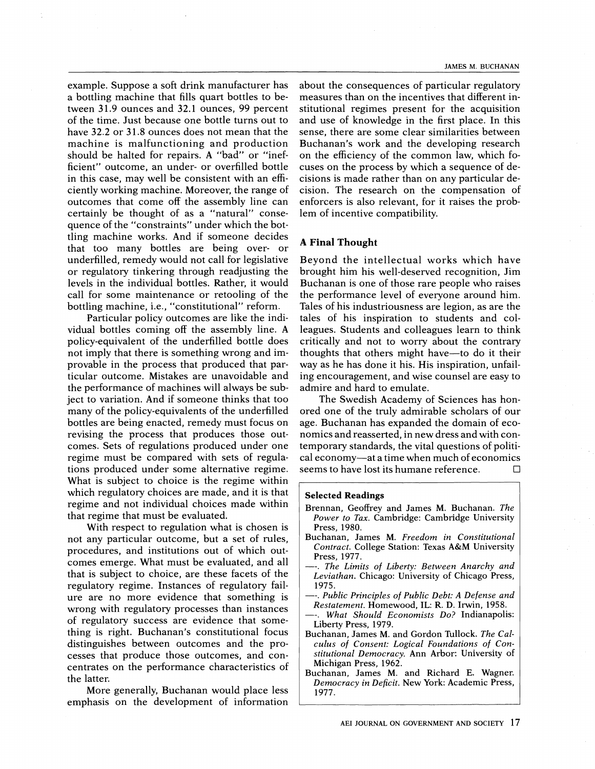example. Suppose a soft drink manufacturer has a bottling machine that fills quart bottles to between 31.9 ounces and 32.1 ounces, 99 percent of the time. Just because one bottle turns out to have 32.2 or 31.8 ounces does not mean that the machine is malfunctioning and production should be halted for repairs. A "bad" or "inefficient" outcome, an under- or overfilled bottle in this case, may well be consistent with an efficiently working machine. Moreover, the range of outcomes that come off the assembly line can certainly be thought of as a "natural" consequence of the "constraints" under which the bottling machine works. And if someone decides that too many bottles are being over- or underfilled, remedy would not call for legislative or regulatory tinkering through readjusting the levels in the individual bottles. Rather, it would call for some maintenance or retooling of the bottling machine, i.e., "constitutional" reform.

Particular policy outcomes are like the individual bottles coming off the assembly line. A policy-equivalent of the underfilled bottle does not imply that there is something wrong and improvable in the process that produced that particular outcome. Mistakes are unavoidable and the performance of machines will always be subject to variation. And if someone thinks that too many of the policy-equivalents of the underfilled bottles are being enacted, remedy must focus on revising the process that produces those outcomes. Sets of regulations produced under one regime must be compared with sets of regulations produced under some alternative regime. What is subject to choice is the regime within which regulatory choices are made, and it is that regime and not individual choices made within that regime that must be evaluated.

With respect to regulation what is chosen is not any particular outcome, but a set of rules, procedures, and institutions out of which outcomes emerge. What must be evaluated, and all that is subject to choice, are these facets of the regulatory regime. Instances of regulatory failure are no more evidence that something is wrong with regulatory processes than instances of regulatory success are evidence that something is right. Buchanan's constitutional focus distinguishes between outcomes and the processes that produce those outcomes, and concentrates on the performance characteristics of the latter.

More generally, Buchanan would place less emphasis on the development of information about the consequences of particular regulatory measures than on the incentives that different institutional regimes present for the acquisition and use of knowledge in the first place. In this sense, there are some clear similarities between Buchanan's work and the developing research on the efficiency of the common law, which focuses on the process by which a sequence of decisions is made rather than on any particular decision. The research on the compensation of enforcers is also relevant, for it raises the problem of incentive compatibility.

## A Final Thought

Beyond the intellectual works which have brought him his well-deserved recognition, Jim Buchanan is one of those rare people who raises the performance level of everyone around him. Tales of his industriousness are legion, as are the tales of his inspiration to students and colleagues. Students and colleagues learn to think critically and not to worry about the contrary thoughts that others might have—to do it their way as he has done it his. His inspiration, unfailing encouragement, and wise counsel are easy to admire and hard to emulate.

The Swedish Academy of Sciences has honored one of the truly admirable scholars of our age. Buchanan has expanded the domain of economics and reasserted, in new dress and with contemporary standards, the vital questions of political economy—at a time when much of economics seems to have lost its humane reference. □

### Selected Readings

Brennan, Geoffrey and James M. Buchanan. *The Power to Tax*. Cambridge: Cambridge University Press, 1980.

Buchanan, James M. *Freedom in Constitutional Contract*. College Station: Texas A&M University Press, 1977.

—. *The Limits of Liberty: Between Anarchy and Leviathan*. Chicago: University of Chicago Press, 1975.

—. *Public Principles of Public Debt: A Defense and Restatement*. Homewood, IL: R. D. Irwin, 1958.

—. *What Should Economists Do?* Indianapolis: Liberty Press, 1979.

Buchanan, James M. and Gordon Tullock. *The Calculus of Consent: Logical Foundations of Constitutional Democracy*. Ann Arbor: University of Michigan Press, 1962.

Buchanan, James M. and Richard E. Wagner. *Democracy in Deficit*. New York: Academic Press, 1977.